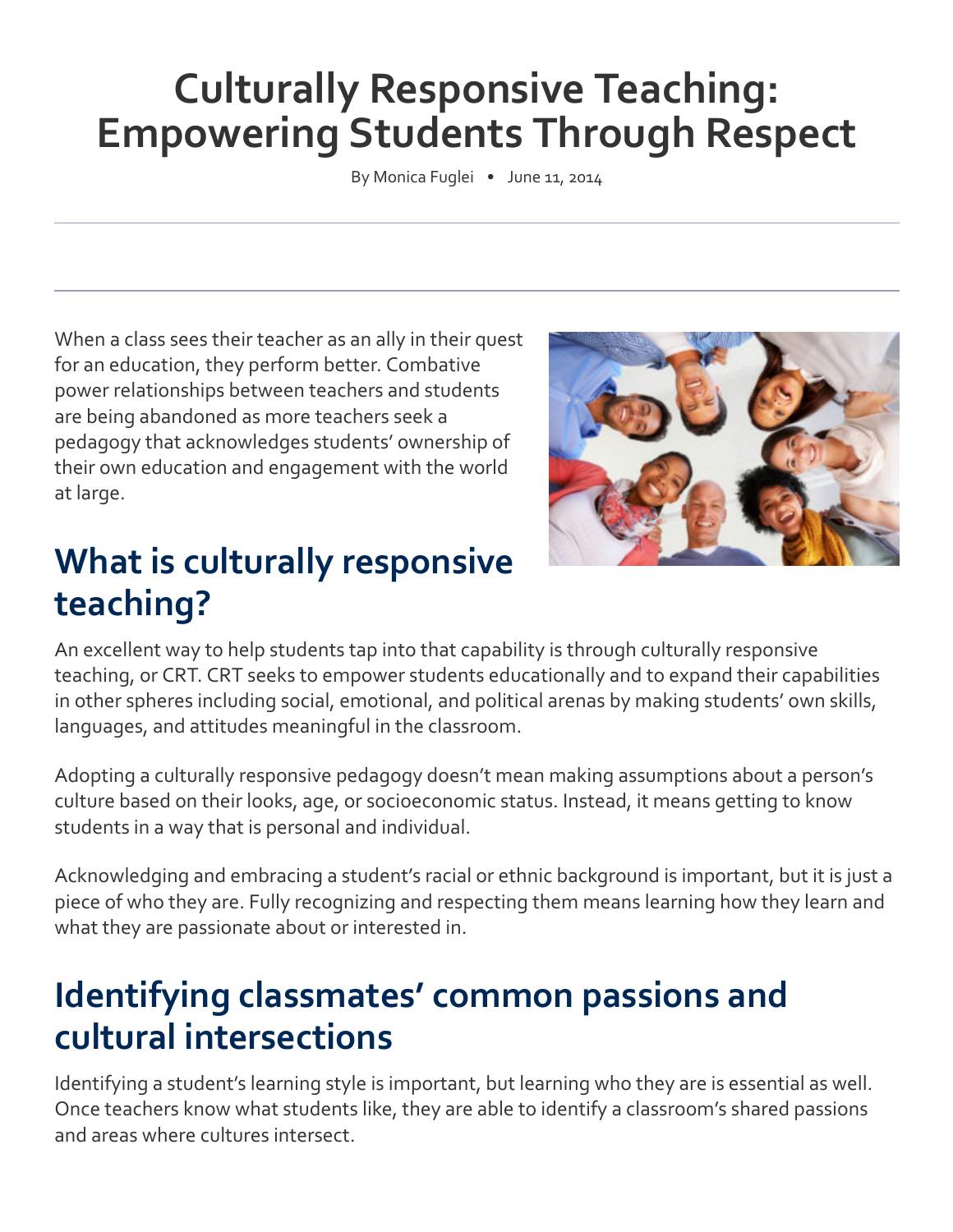# Culturally Responsive Teaching: Empowering Students Through Respect

By Monica Fuglei • June 11, 2014

When a class sees their teacher as an ally in their quest for an education, they perform better. Combative power relationships between teachers and students are being abandoned as more teachers seek a pedagogy that acknowledges students' ownership of their own education and engagement with the world at large.

## What is culturally responsive teaching?

An excellent way to help students tap into that capability is through culturally responsive teaching, or CRT. CRT seeks to empower students educationally and to expand their capabilities in other spheres including social, emotional, and political arenas by making students' own skills, languages, and attitudes meaningful in the classroom.

Adopting a culturally responsive pedagogy doesn't mean making assumptions about a person's culture based on their looks, age, or socioeconomic status. Instead, it means getting to know students in a way that is personal and individual.

Acknowledging and embracing a student's racial or ethnic background is important, but it is just a piece of who they are. Fully recognizing and respecting them means learning how they learn and what they are passionate about or interested in.

## Identifying classmates' common passions and cultural intersections

Identifying a student's learning style is important, but learning who they are is essential as well. Once teachers know what students like, they are able to identify a classroom's shared passions and areas where cultures intersect.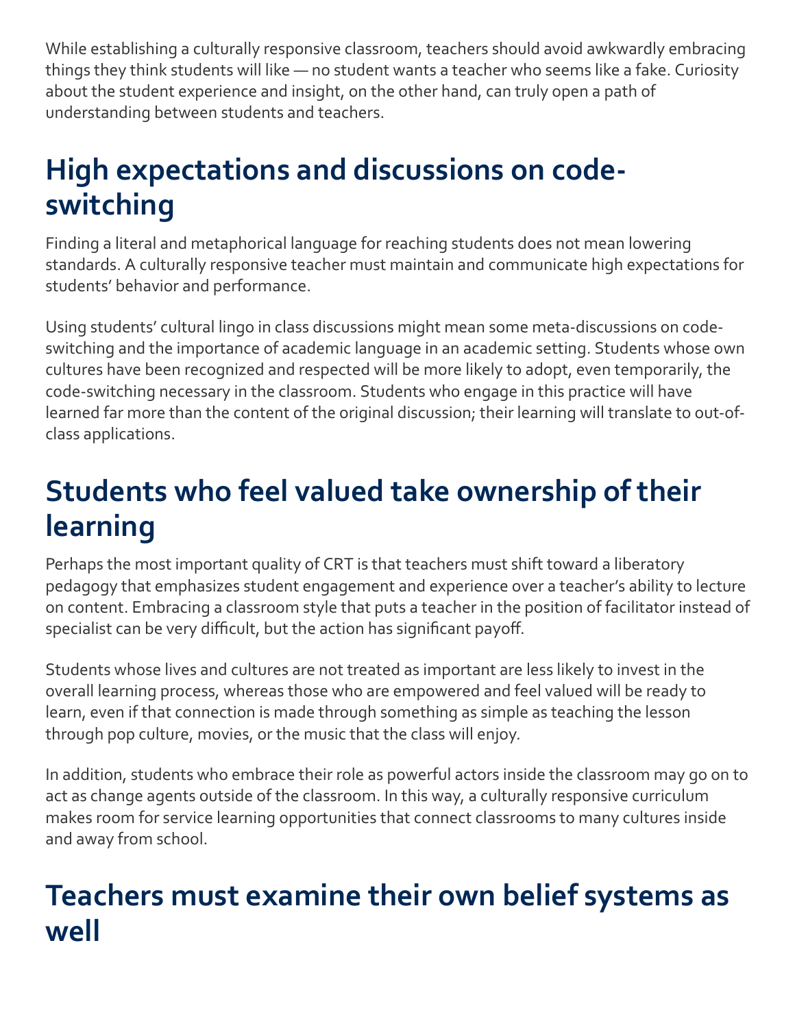While establishing a culturally responsive classroom, teachers should avoid awkwardly embracing things they think students will like — no student wants a teacher who seems like a fake. Curiosity about the student experience and insight, on the other hand, can truly open a path of understanding between students and teachers.

## High expectations and discussions on code-switching

Finding a literal and metaphorical language for reaching students does not mean lowering standards. A culturally responsive teacher must maintain and communicate high expectations for students' behavior and performance.

Using students' cultural lingo in class discussions might mean some meta-discussions on code-switching and the importance of academic language in an academic setting. Students whose own cultures have been recognized and respected will be more likely to adopt, even temporarily, the code-switching necessary in the classroom. Students who engage in this practice will have learned far more than the content of the original discussion; their learning will translate to out-of-class applications.

## Students who feel valued take ownership of their learning

Perhaps the most important quality of CRT is that teachers must shift toward a liberatory pedagogy that emphasizes student engagement and experience over a teacher's ability to lecture on content. Embracing a classroom style that puts a teacher in the position of facilitator instead of specialist can be very difficult, but the action has significant payoff.

Students whose lives and cultures are not treated as important are less likely to invest in the overall learning process, whereas those who are empowered and feel valued will be ready to learn, even if that connection is made through something as simple as teaching the lesson through pop culture, movies, or the music that the class will enjoy.

In addition, students who embrace their role as powerful actors inside the classroom may go on to act as change agents outside of the classroom. In this way, a culturally responsive curriculum makes room for service learning opportunities that connect classrooms to many cultures inside and away from school.

## Teachers must examine their own belief systems as well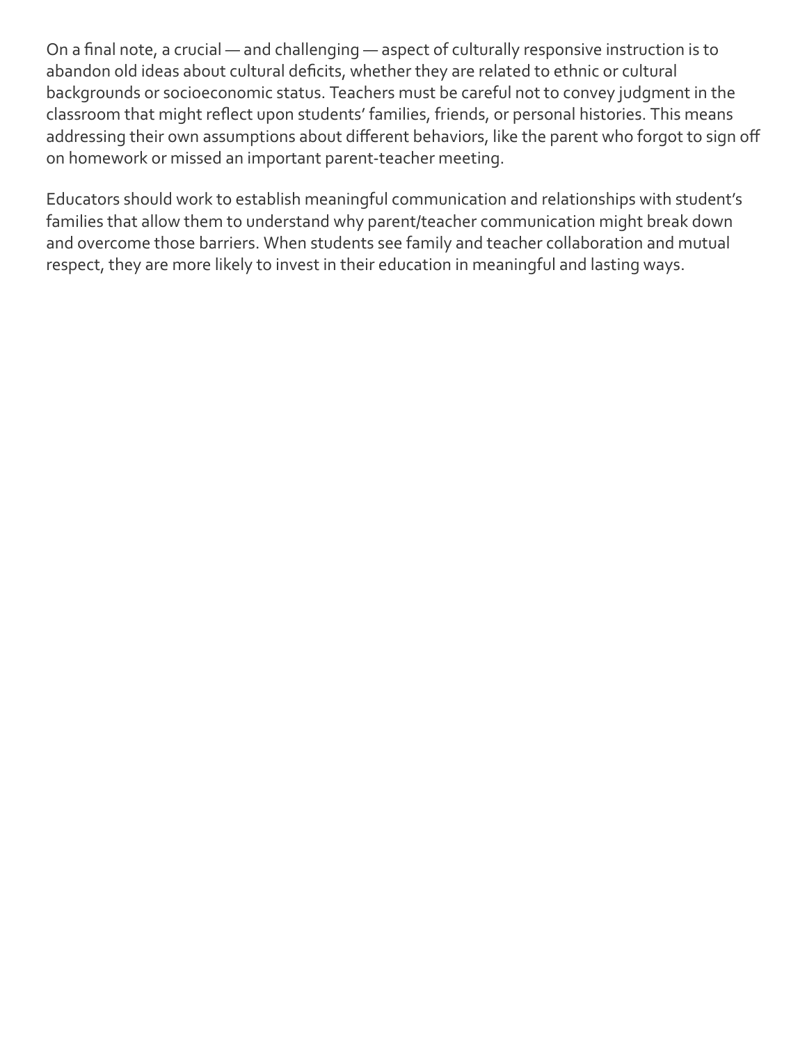On a final note, a crucial — and challenging — aspect of culturally responsive instruction is to abandon old ideas about cultural deficits, whether they are related to ethnic or cultural backgrounds or socioeconomic status. Teachers must be careful not to convey judgment in the classroom that might reflect upon students' families, friends, or personal histories. This means addressing their own assumptions about different behaviors, like the parent who forgot to sign off on homework or missed an important parent-teacher meeting.

Educators should work to establish meaningful communication and relationships with student's families that allow them to understand why parent/teacher communication might break down and overcome those barriers. When students see family and teacher collaboration and mutual respect, they are more likely to invest in their education in meaningful and lasting ways.